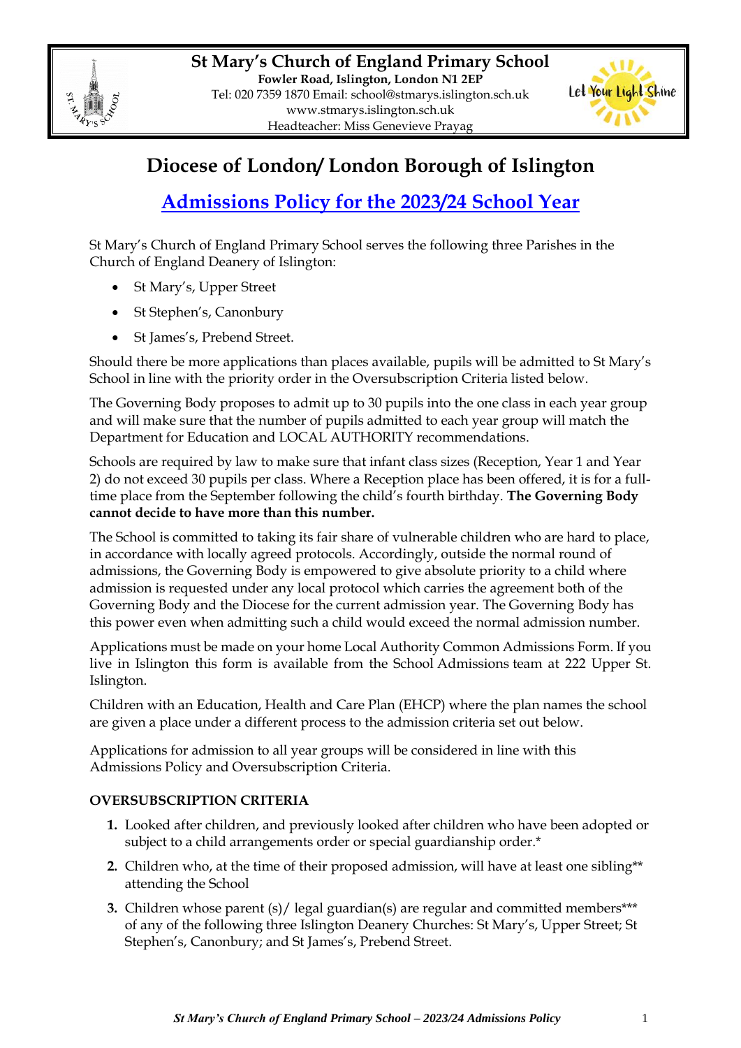**St Mary's Church of England Primary School**
**Fowler Road, Islington, London N1 2EP**
Tel: 020 7359 1870 Email: school@stmarys.islington.sch.uk
www.stmarys.islington.sch.uk
Headteacher: Miss Genevieve Prayag

# Diocese of London/ London Borough of Islington

## Admissions Policy for the 2023/24 School Year

St Mary's Church of England Primary School serves the following three Parishes in the Church of England Deanery of Islington:

- St Mary's, Upper Street
- St Stephen's, Canonbury
- St James's, Prebend Street.

Should there be more applications than places available, pupils will be admitted to St Mary's School in line with the priority order in the Oversubscription Criteria listed below.

The Governing Body proposes to admit up to 30 pupils into the one class in each year group and will make sure that the number of pupils admitted to each year group will match the Department for Education and LOCAL AUTHORITY recommendations.

Schools are required by law to make sure that infant class sizes (Reception, Year 1 and Year 2) do not exceed 30 pupils per class. Where a Reception place has been offered, it is for a full-time place from the September following the child's fourth birthday. **The Governing Body cannot decide to have more than this number.**

The School is committed to taking its fair share of vulnerable children who are hard to place, in accordance with locally agreed protocols. Accordingly, outside the normal round of admissions, the Governing Body is empowered to give absolute priority to a child where admission is requested under any local protocol which carries the agreement both of the Governing Body and the Diocese for the current admission year. The Governing Body has this power even when admitting such a child would exceed the normal admission number.

Applications must be made on your home Local Authority Common Admissions Form. If you live in Islington this form is available from the School Admissions team at 222 Upper St. Islington.

Children with an Education, Health and Care Plan (EHCP) where the plan names the school are given a place under a different process to the admission criteria set out below.

Applications for admission to all year groups will be considered in line with this Admissions Policy and Oversubscription Criteria.

**OVERSUBSCRIPTION CRITERIA**

1. Looked after children, and previously looked after children who have been adopted or subject to a child arrangements order or special guardianship order.*
2. Children who, at the time of their proposed admission, will have at least one sibling** attending the School
3. Children whose parent (s)/ legal guardian(s) are regular and committed members*** of any of the following three Islington Deanery Churches: St Mary's, Upper Street; St Stephen's, Canonbury; and St James's, Prebend Street.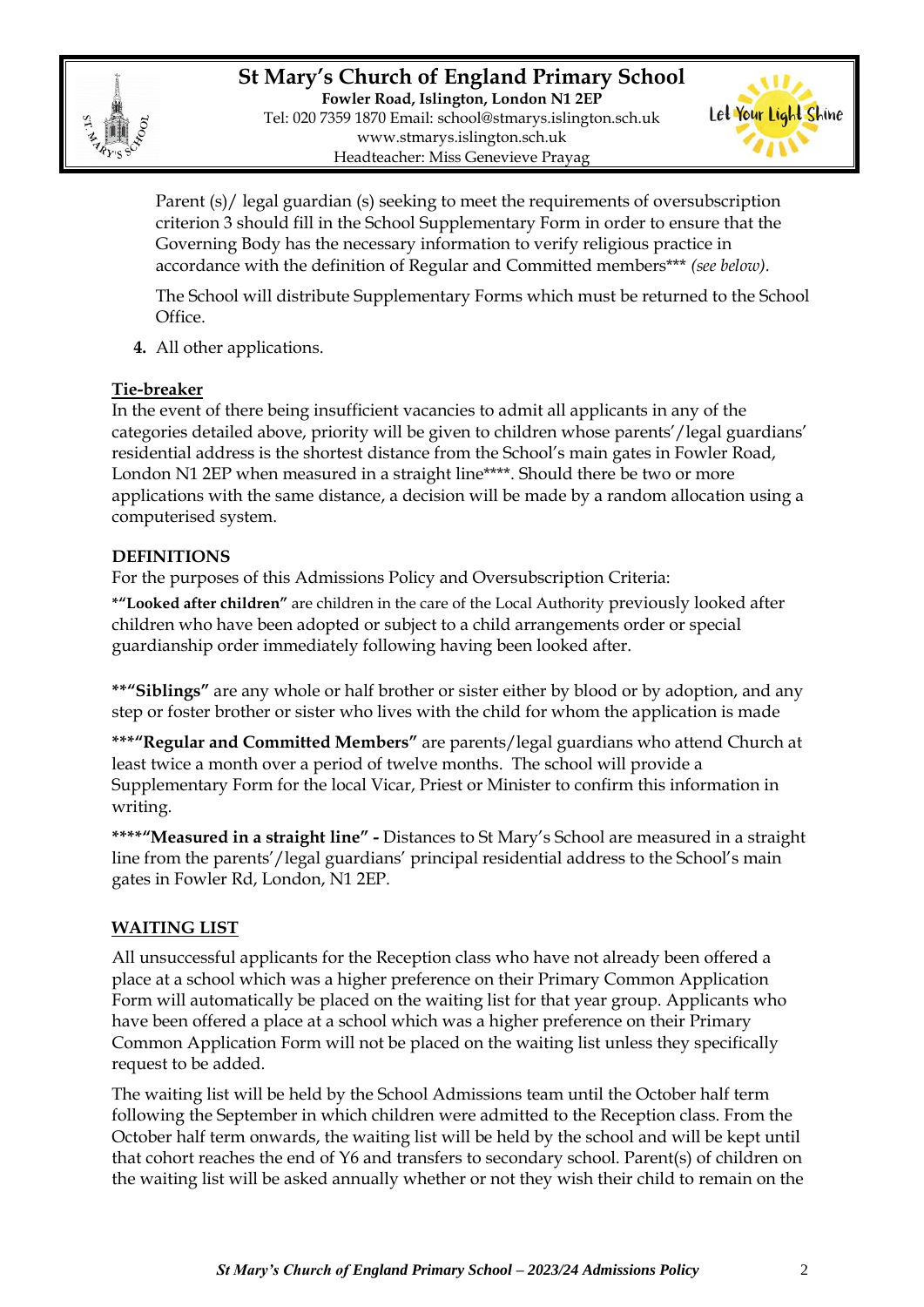Parent (s)/ legal guardian (s) seeking to meet the requirements of oversubscription criterion 3 should fill in the School Supplementary Form in order to ensure that the Governing Body has the necessary information to verify religious practice in accordance with the definition of Regular and Committed members*** *(see below)*.

The School will distribute Supplementary Forms which must be returned to the School Office.

4. All other applications.

## Tie-breaker

In the event of there being insufficient vacancies to admit all applicants in any of the categories detailed above, priority will be given to children whose parents'/legal guardians' residential address is the shortest distance from the School's main gates in Fowler Road, London N1 2EP when measured in a straight line****. Should there be two or more applications with the same distance, a decision will be made by a random allocation using a computerised system.

## DEFINITIONS

For the purposes of this Admissions Policy and Oversubscription Criteria:

**\*"Looked after children"** are children in the care of the Local Authority previously looked after children who have been adopted or subject to a child arrangements order or special guardianship order immediately following having been looked after.

**\*\*"Siblings"** are any whole or half brother or sister either by blood or by adoption, and any step or foster brother or sister who lives with the child for whom the application is made

**\*\*\*"Regular and Committed Members"** are parents/legal guardians who attend Church at least twice a month over a period of twelve months. The school will provide a Supplementary Form for the local Vicar, Priest or Minister to confirm this information in writing.

**\*\*\*\*"Measured in a straight line" -** Distances to St Mary's School are measured in a straight line from the parents'/legal guardians' principal residential address to the School's main gates in Fowler Rd, London, N1 2EP.

## WAITING LIST

All unsuccessful applicants for the Reception class who have not already been offered a place at a school which was a higher preference on their Primary Common Application Form will automatically be placed on the waiting list for that year group. Applicants who have been offered a place at a school which was a higher preference on their Primary Common Application Form will not be placed on the waiting list unless they specifically request to be added.

The waiting list will be held by the School Admissions team until the October half term following the September in which children were admitted to the Reception class. From the October half term onwards, the waiting list will be held by the school and will be kept until that cohort reaches the end of Y6 and transfers to secondary school. Parent(s) of children on the waiting list will be asked annually whether or not they wish their child to remain on the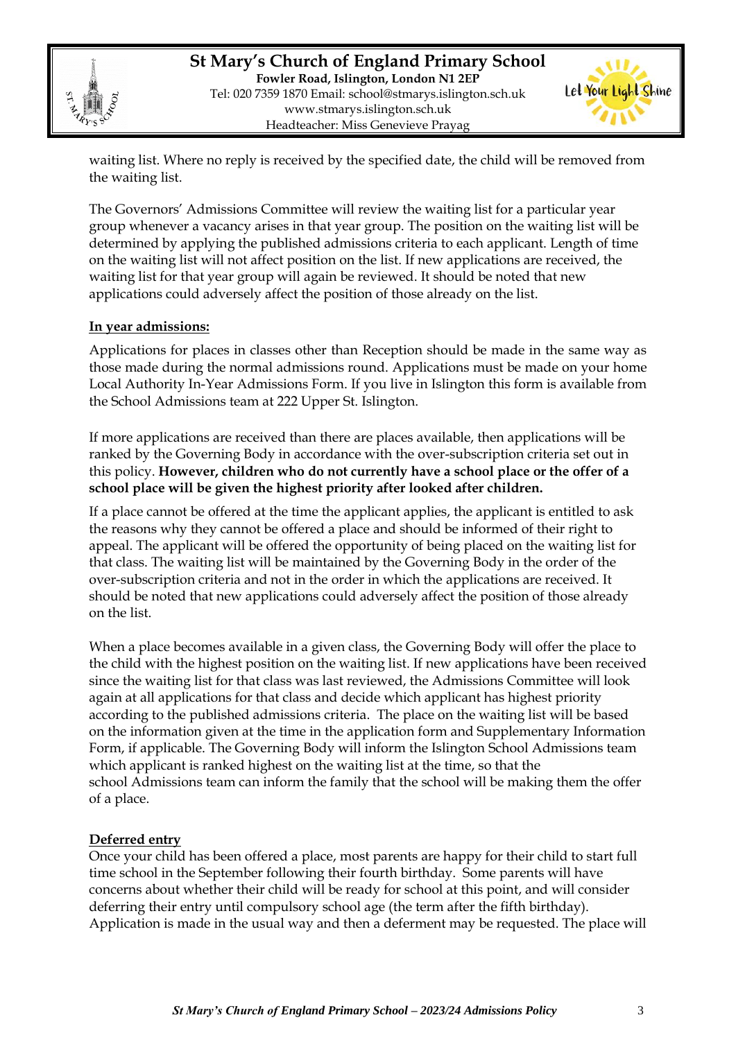waiting list. Where no reply is received by the specified date, the child will be removed from the waiting list.

The Governors' Admissions Committee will review the waiting list for a particular year group whenever a vacancy arises in that year group. The position on the waiting list will be determined by applying the published admissions criteria to each applicant. Length of time on the waiting list will not affect position on the list. If new applications are received, the waiting list for that year group will again be reviewed. It should be noted that new applications could adversely affect the position of those already on the list.

**In year admissions:**

Applications for places in classes other than Reception should be made in the same way as those made during the normal admissions round. Applications must be made on your home Local Authority In-Year Admissions Form. If you live in Islington this form is available from the School Admissions team at 222 Upper St. Islington.

If more applications are received than there are places available, then applications will be ranked by the Governing Body in accordance with the over-subscription criteria set out in this policy. **However, children who do not currently have a school place or the offer of a school place will be given the highest priority after looked after children.**

If a place cannot be offered at the time the applicant applies, the applicant is entitled to ask the reasons why they cannot be offered a place and should be informed of their right to appeal. The applicant will be offered the opportunity of being placed on the waiting list for that class. The waiting list will be maintained by the Governing Body in the order of the over-subscription criteria and not in the order in which the applications are received. It should be noted that new applications could adversely affect the position of those already on the list.

When a place becomes available in a given class, the Governing Body will offer the place to the child with the highest position on the waiting list. If new applications have been received since the waiting list for that class was last reviewed, the Admissions Committee will look again at all applications for that class and decide which applicant has highest priority according to the published admissions criteria. The place on the waiting list will be based on the information given at the time in the application form and Supplementary Information Form, if applicable. The Governing Body will inform the Islington School Admissions team which applicant is ranked highest on the waiting list at the time, so that the school Admissions team can inform the family that the school will be making them the offer of a place.

**Deferred entry**

Once your child has been offered a place, most parents are happy for their child to start full time school in the September following their fourth birthday. Some parents will have concerns about whether their child will be ready for school at this point, and will consider deferring their entry until compulsory school age (the term after the fifth birthday). Application is made in the usual way and then a deferment may be requested. The place will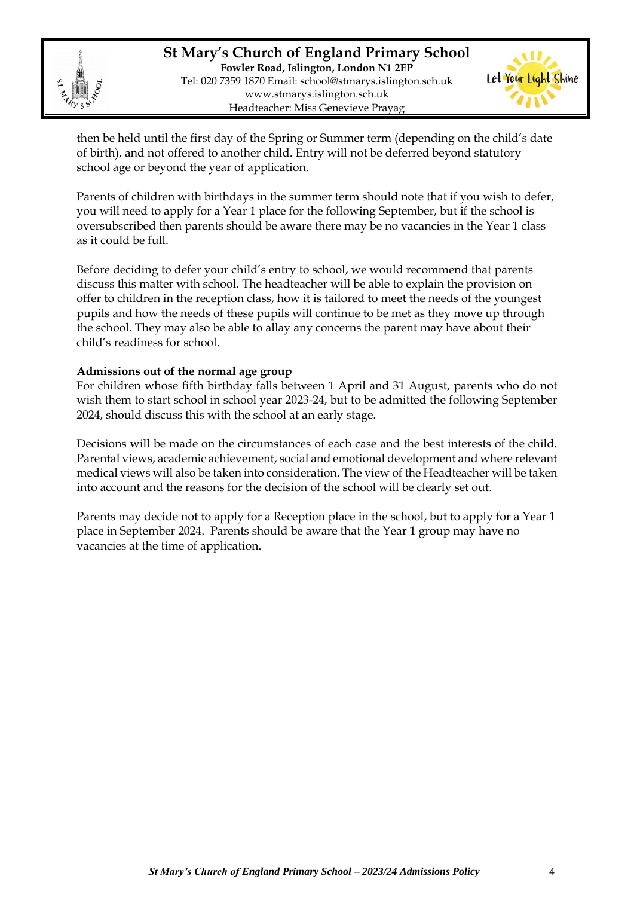then be held until the first day of the Spring or Summer term (depending on the child's date of birth), and not offered to another child. Entry will not be deferred beyond statutory school age or beyond the year of application.

Parents of children with birthdays in the summer term should note that if you wish to defer, you will need to apply for a Year 1 place for the following September, but if the school is oversubscribed then parents should be aware there may be no vacancies in the Year 1 class as it could be full.

Before deciding to defer your child's entry to school, we would recommend that parents discuss this matter with school. The headteacher will be able to explain the provision on offer to children in the reception class, how it is tailored to meet the needs of the youngest pupils and how the needs of these pupils will continue to be met as they move up through the school. They may also be able to allay any concerns the parent may have about their child's readiness for school.

**Admissions out of the normal age group**

For children whose fifth birthday falls between 1 April and 31 August, parents who do not wish them to start school in school year 2023-24, but to be admitted the following September 2024, should discuss this with the school at an early stage.

Decisions will be made on the circumstances of each case and the best interests of the child. Parental views, academic achievement, social and emotional development and where relevant medical views will also be taken into consideration. The view of the Headteacher will be taken into account and the reasons for the decision of the school will be clearly set out.

Parents may decide not to apply for a Reception place in the school, but to apply for a Year 1 place in September 2024. Parents should be aware that the Year 1 group may have no vacancies at the time of application.